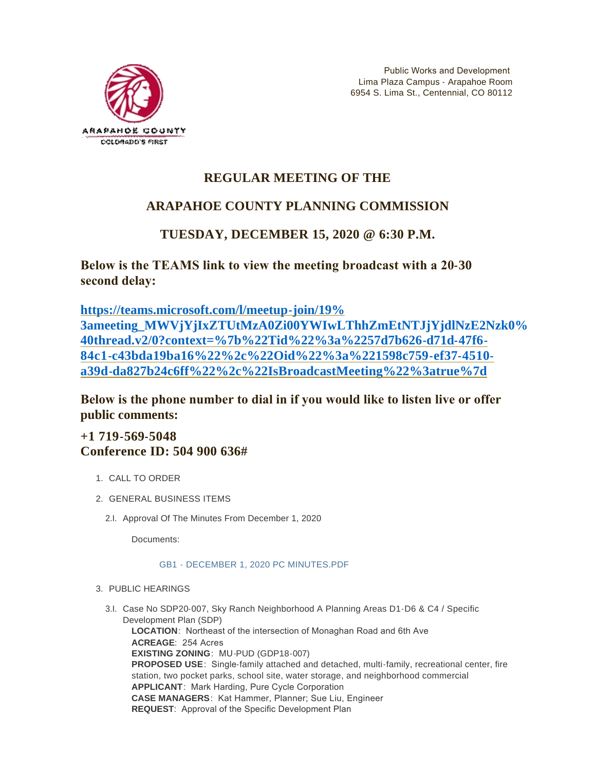Public Works and Development
Lima Plaza Campus - Arapahoe Room
6954 S. Lima St., Centennial, CO 80112

# REGULAR MEETING OF THE

# ARAPAHOE COUNTY PLANNING COMMISSION

# TUESDAY, DECEMBER 15, 2020 @ 6:30 P.M.

**Below is the TEAMS link to view the meeting broadcast with a 20-30 second delay:**

**[https://teams.microsoft.com/l/meetup-join/19%3ameeting_MWVjYjIxZTUtMzA0Zi00YWIwLThhZmEtNTJjYjdlNzE2Nzk0%40thread.v2/0?context=%7b%22Tid%22%3a%2257d7b626-d71d-47f6-84c1-c43bda19ba16%22%2c%22Oid%22%3a%221598c759-ef37-4510-a39d-da827b24c6ff%22%2c%22IsBroadcastMeeting%22%3atrue%7d](https://teams.microsoft.com/l/meetup-join/19%3ameeting_MWVjYjIxZTUtMzA0Zi00YWIwLThhZmEtNTJjYjdlNzE2Nzk0%40thread.v2/0?context=%7b%22Tid%22%3a%2257d7b626-d71d-47f6-84c1-c43bda19ba16%22%2c%22Oid%22%3a%221598c759-ef37-4510-a39d-da827b24c6ff%22%2c%22IsBroadcastMeeting%22%3atrue%7d)**

**Below is the phone number to dial in if you would like to listen live or offer public comments:**

**+1 719-569-5048**
**Conference ID: 504 900 636#**

1. CALL TO ORDER
2. GENERAL BUSINESS ITEMS
   - 2.I. Approval Of The Minutes From December 1, 2020

     Documents:

     GB1 - DECEMBER 1, 2020 PC MINUTES.PDF
3. PUBLIC HEARINGS
   - 3.I. Case No SDP20-007, Sky Ranch Neighborhood A Planning Areas D1-D6 & C4 / Specific Development Plan (SDP)
     **LOCATION**: Northeast of the intersection of Monaghan Road and 6th Ave
     **ACREAGE**: 254 Acres
     **EXISTING ZONING**: MU-PUD (GDP18-007)
     **PROPOSED USE**: Single-family attached and detached, multi-family, recreational center, fire station, two pocket parks, school site, water storage, and neighborhood commercial
     **APPLICANT**: Mark Harding, Pure Cycle Corporation
     **CASE MANAGERS**: Kat Hammer, Planner; Sue Liu, Engineer
     **REQUEST**: Approval of the Specific Development Plan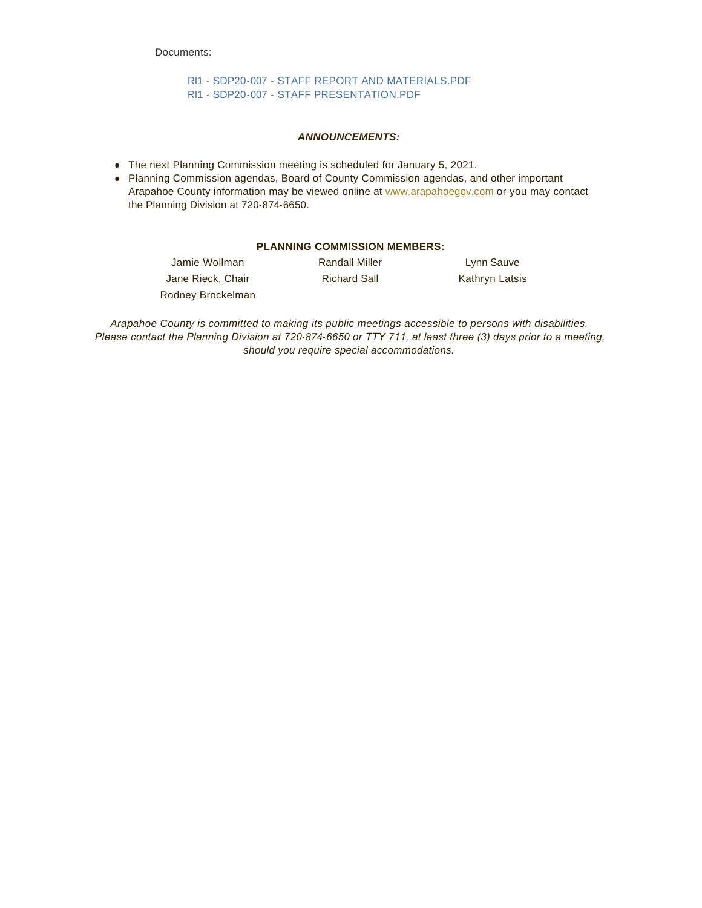Documents:

RI1 - SDP20-007 - STAFF REPORT AND MATERIALS.PDF
RI1 - SDP20-007 - STAFF PRESENTATION.PDF

***ANNOUNCEMENTS:***

- The next Planning Commission meeting is scheduled for January 5, 2021.
- Planning Commission agendas, Board of County Commission agendas, and other important Arapahoe County information may be viewed online at www.arapahoegov.com or you may contact the Planning Division at 720-874-6650.

**PLANNING COMMISSION MEMBERS:**

| | | |
|---|---|---|
| Jamie Wollman | Randall Miller | Lynn Sauve |
| Jane Rieck, Chair | Richard Sall | Kathryn Latsis |
| Rodney Brockelman | | |

*Arapahoe County is committed to making its public meetings accessible to persons with disabilities. Please contact the Planning Division at 720-874-6650 or TTY 711, at least three (3) days prior to a meeting, should you require special accommodations.*